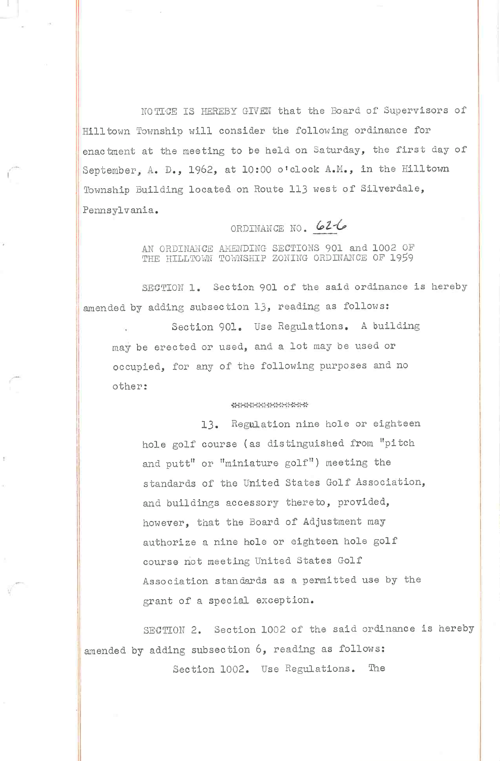NOTICE IS HEREBY GIVEN that the Board of Supervisors of Hilltown Township will consider the following ordinance for enactment at the meeting to be held on Saturday, the first day of September, A. D., 1962, at 10:00 o'clock A.M., in the Hilltown Township Building located on Route 113 west of Silverdale, Pennsylvania.

ORDINANCE NO. 62-6

AN ORDINANCE AMENDING SECTIONS 901 and 1002 OF THE HILLTOWN TOWNSHIP ZONING ORDINANCE OF 1959

SECTION 1. Section 901 of the said ordinance is hereby amended by adding subsection 13, reading as follows:

> Section 901. Use Regulations. A building may be erected or used, and a lot may be used or occupied, for any of the following purposes and no other:
>
> *************
>
> 13. Regulation nine hole or eighteen hole golf course (as distinguished from "pitch and putt" or "miniature golf") meeting the standards of the United States Golf Association, and buildings accessory thereto, provided, however, that the Board of Adjustment may authorize a nine hole or eighteen hole golf course not meeting United States Golf Association standards as a permitted use by the grant of a special exception.

SECTION 2. Section 1002 of the said ordinance is hereby amended by adding subsection 6, reading as follows:

> Section 1002. Use Regulations. The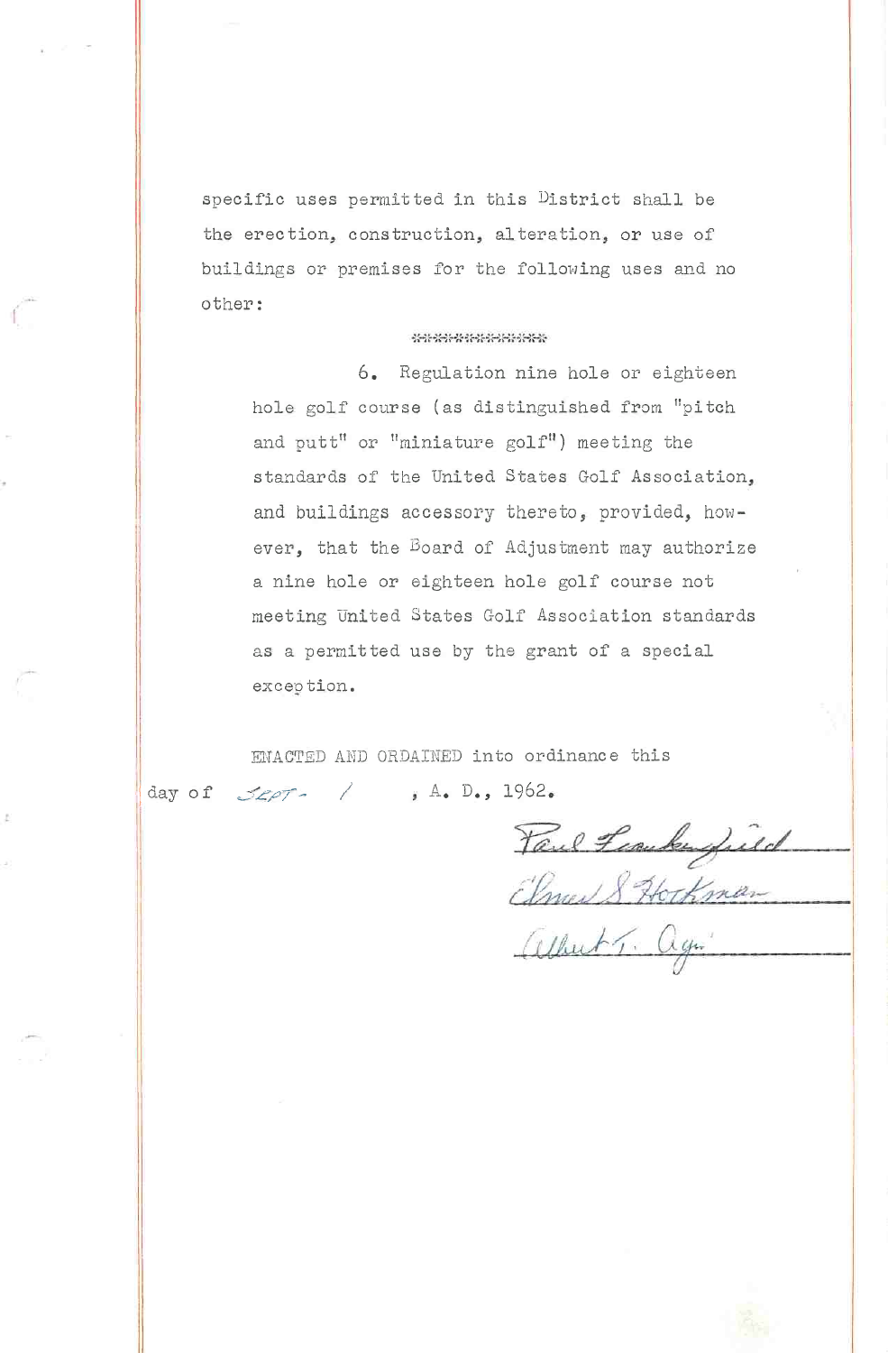specific uses permitted in this District shall be the erection, construction, alteration, or use of buildings or premises for the following uses and no other:

*************

6. Regulation nine hole or eighteen hole golf course (as distinguished from "pitch and putt" or "miniature golf") meeting the standards of the United States Golf Association, and buildings accessory thereto, provided, however, that the Board of Adjustment may authorize a nine hole or eighteen hole golf course not meeting United States Golf Association standards as a permitted use by the grant of a special exception.

ENACTED AND ORDAINED into ordinance this day of Sept. 1, A. D., 1962.

Paul Frankenfield

Elmer S. Hotkman

Albert T. Ayr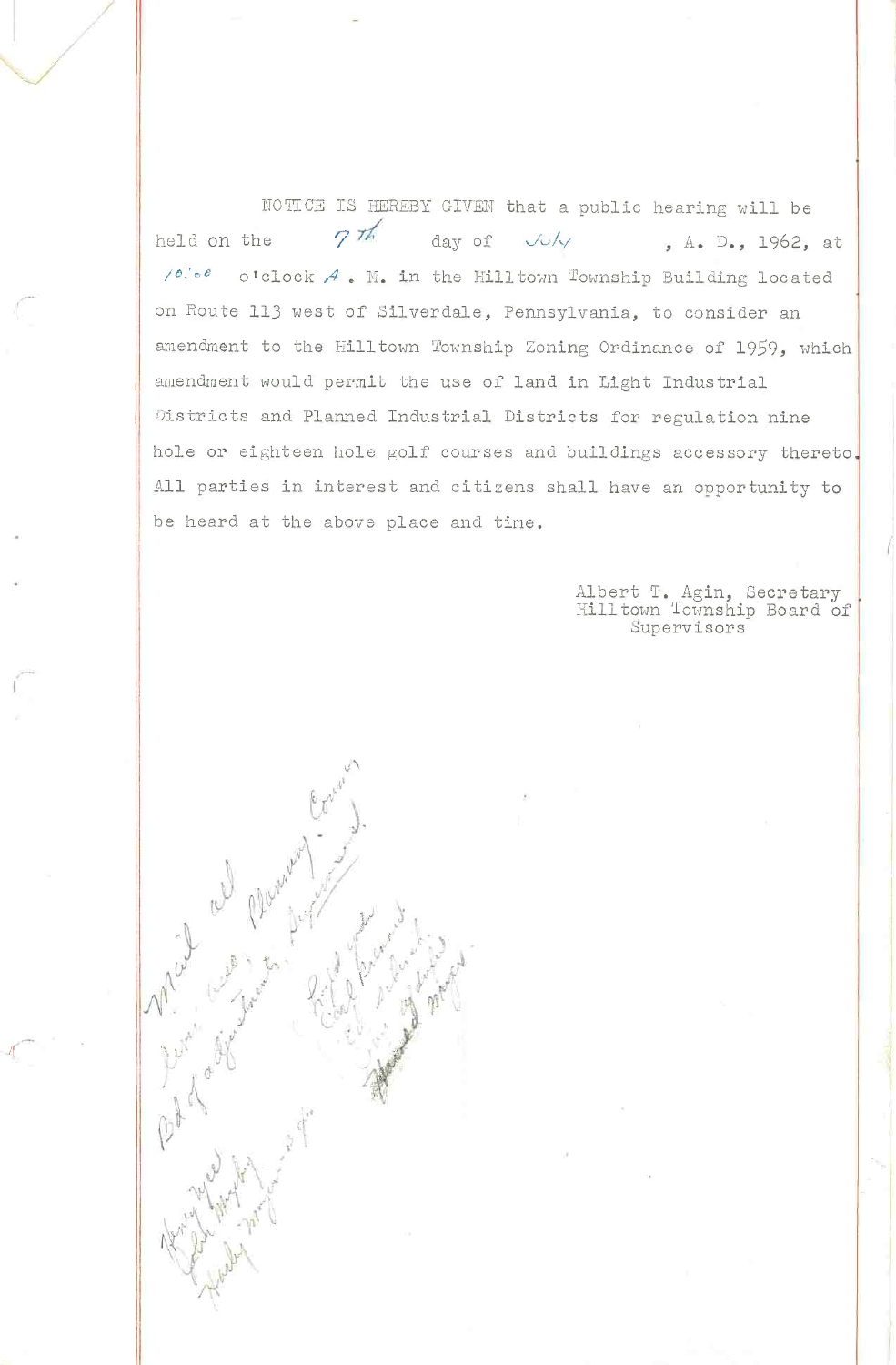NOTICE IS HEREBY GIVEN that a public hearing will be held on the 7th day of July, A. D., 1962, at 10:00 o'clock A. M. in the Hilltown Township Building located on Route 113 west of Silverdale, Pennsylvania, to consider an amendment to the Hilltown Township Zoning Ordinance of 1959, which amendment would permit the use of land in Light Industrial Districts and Planned Industrial Districts for regulation nine hole or eighteen hole golf courses and buildings accessory thereto. All parties in interest and citizens shall have an opportunity to be heard at the above place and time.

Albert T. Agin, Secretary
Hilltown Township Board of Supervisors